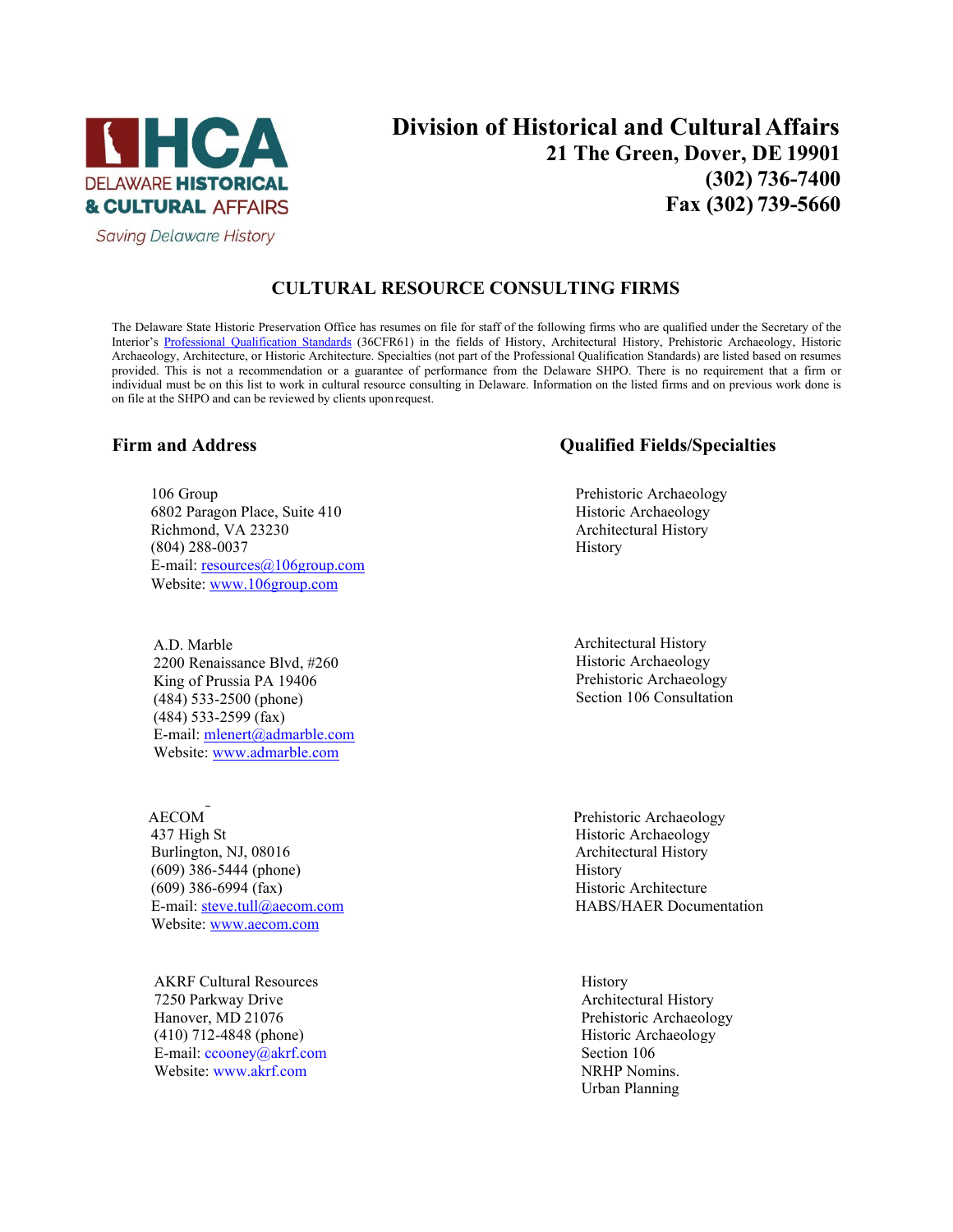DELAWARE HISTORICAL & CULTURAL AFFAIRS

*Saving Delaware History*

# Division of Historical and Cultural Affairs

**21 The Green, Dover, DE 19901**
**(302) 736-7400**
**Fax (302) 739-5660**

## CULTURAL RESOURCE CONSULTING FIRMS

The Delaware State Historic Preservation Office has resumes on file for staff of the following firms who are qualified under the Secretary of the Interior's Professional Qualification Standards (36CFR61) in the fields of History, Architectural History, Prehistoric Archaeology, Historic Archaeology, Architecture, or Historic Architecture. Specialties (not part of the Professional Qualification Standards) are listed based on resumes provided. This is not a recommendation or a guarantee of performance from the Delaware SHPO. There is no requirement that a firm or individual must be on this list to work in cultural resource consulting in Delaware. Information on the listed firms and on previous work done is on file at the SHPO and can be reviewed by clients upon request.

| Firm and Address | Qualified Fields/Specialties |
|---|---|
| 106 Group<br>6802 Paragon Place, Suite 410<br>Richmond, VA 23230<br>(804) 288-0037<br>E-mail: resources@106group.com<br>Website: www.106group.com | Prehistoric Archaeology<br>Historic Archaeology<br>Architectural History<br>History |
| A.D. Marble<br>2200 Renaissance Blvd, #260<br>King of Prussia PA 19406<br>(484) 533-2500 (phone)<br>(484) 533-2599 (fax)<br>E-mail: mlenert@admarble.com<br>Website: www.admarble.com | Architectural History<br>Historic Archaeology<br>Prehistoric Archaeology<br>Section 106 Consultation |
| AECOM<br>437 High St<br>Burlington, NJ, 08016<br>(609) 386-5444 (phone)<br>(609) 386-6994 (fax)<br>E-mail: steve.tull@aecom.com<br>Website: www.aecom.com | Prehistoric Archaeology<br>Historic Archaeology<br>Architectural History<br>History<br>Historic Architecture<br>HABS/HAER Documentation |
| AKRF Cultural Resources<br>7250 Parkway Drive<br>Hanover, MD 21076<br>(410) 712-4848 (phone)<br>E-mail: ccooney@akrf.com<br>Website: www.akrf.com | History<br>Architectural History<br>Prehistoric Archaeology<br>Historic Archaeology<br>Section 106<br>NRHP Nomins.<br>Urban Planning |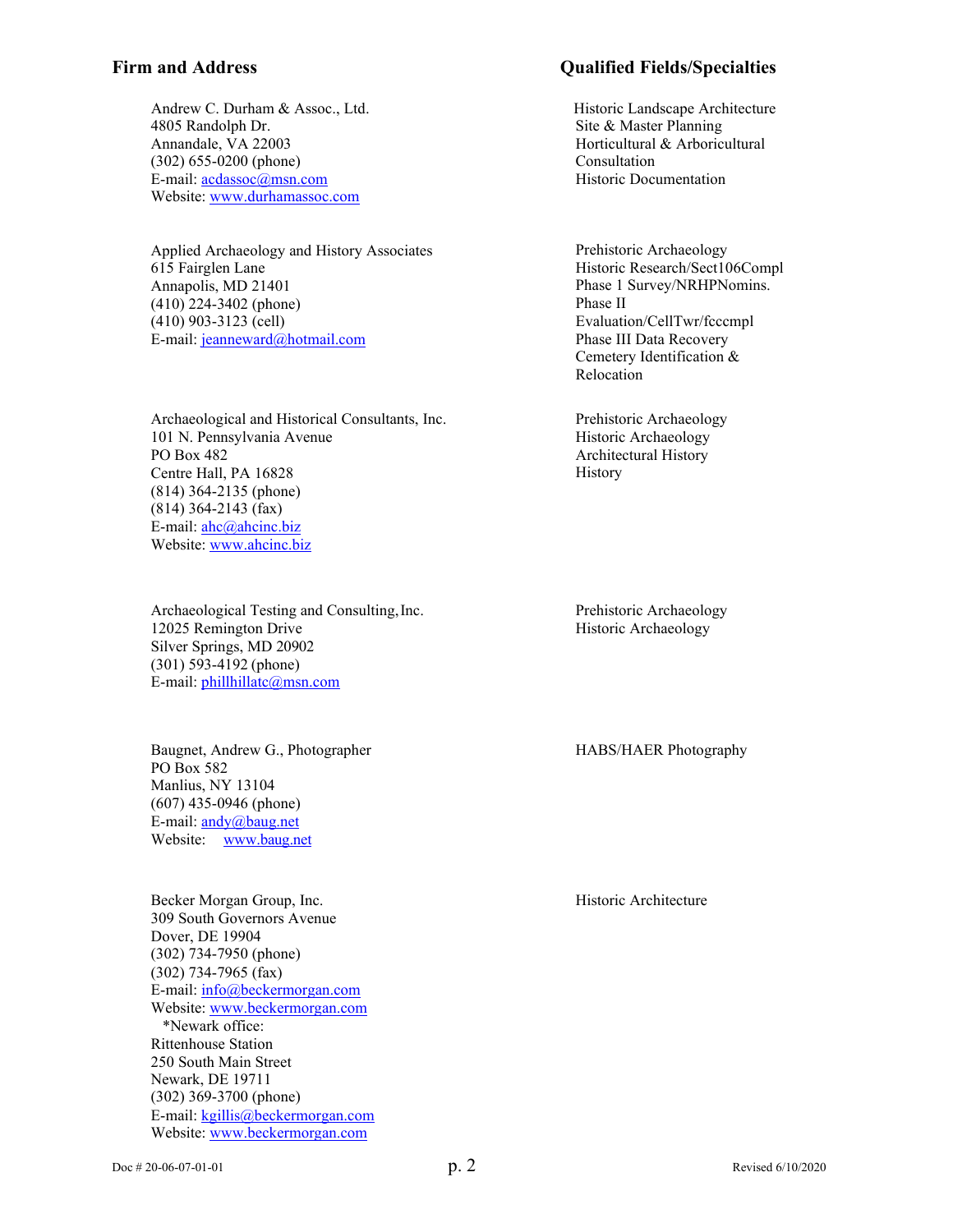| Firm and Address | Qualified Fields/Specialties |
|---|---|
| Andrew C. Durham & Assoc., Ltd.<br>4805 Randolph Dr.<br>Annandale, VA 22003<br>(302) 655-0200 (phone)<br>E-mail: acdassoc@msn.com<br>Website: www.durhamassoc.com | Historic Landscape Architecture<br>Site & Master Planning<br>Horticultural & Arboricultural Consultation<br>Historic Documentation |
| Applied Archaeology and History Associates<br>615 Fairglen Lane<br>Annapolis, MD 21401<br>(410) 224-3402 (phone)<br>(410) 903-3123 (cell)<br>E-mail: jeanneward@hotmail.com | Prehistoric Archaeology<br>Historic Research/Sect106Compl<br>Phase 1 Survey/NRHPNomins.<br>Phase II Evaluation/CellTwr/fcccmpl<br>Phase III Data Recovery<br>Cemetery Identification & Relocation |
| Archaeological and Historical Consultants, Inc.<br>101 N. Pennsylvania Avenue<br>PO Box 482<br>Centre Hall, PA 16828<br>(814) 364-2135 (phone)<br>(814) 364-2143 (fax)<br>E-mail: ahc@ahcinc.biz<br>Website: www.ahcinc.biz | Prehistoric Archaeology<br>Historic Archaeology<br>Architectural History<br>History |
| Archaeological Testing and Consulting, Inc.<br>12025 Remington Drive<br>Silver Springs, MD 20902<br>(301) 593-4192 (phone)<br>E-mail: phillhillatc@msn.com | Prehistoric Archaeology<br>Historic Archaeology |
| Baugnet, Andrew G., Photographer<br>PO Box 582<br>Manlius, NY 13104<br>(607) 435-0946 (phone)<br>E-mail: andy@baug.net<br>Website: www.baug.net | HABS/HAER Photography |
| Becker Morgan Group, Inc.<br>309 South Governors Avenue<br>Dover, DE 19904<br>(302) 734-7950 (phone)<br>(302) 734-7965 (fax)<br>E-mail: info@beckermorgan.com<br>Website: www.beckermorgan.com<br>*Newark office:<br>Rittenhouse Station<br>250 South Main Street<br>Newark, DE 19711<br>(302) 369-3700 (phone)<br>E-mail: kgillis@beckermorgan.com<br>Website: www.beckermorgan.com | Historic Architecture |

Doc # 20-06-07-01-01 Revised 6/10/2020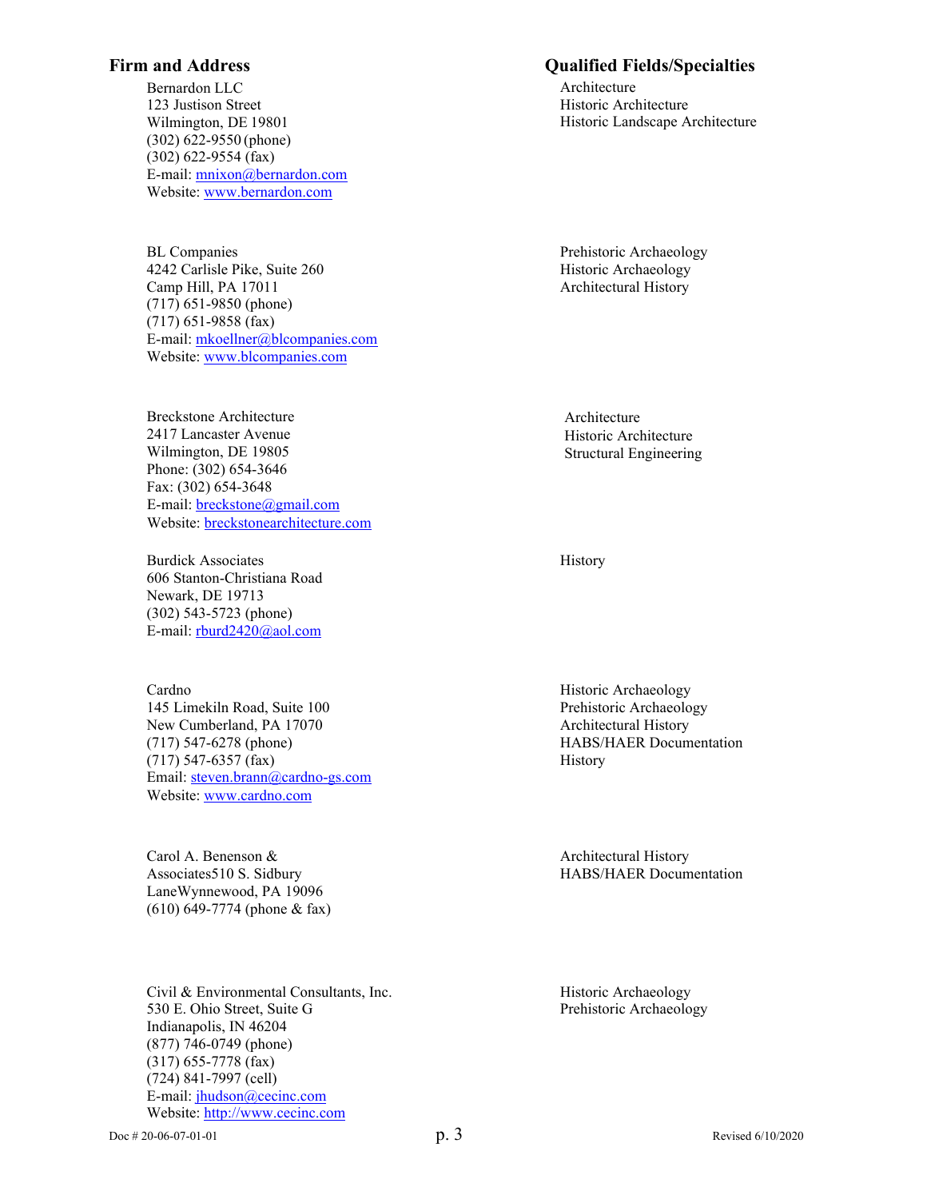| Firm and Address | Qualified Fields/Specialties |
|---|---|
| Bernardon LLC<br>123 Justison Street<br>Wilmington, DE 19801<br>(302) 622-9550 (phone)<br>(302) 622-9554 (fax)<br>E-mail: mnixon@bernardon.com<br>Website: www.bernardon.com | Architecture<br>Historic Architecture<br>Historic Landscape Architecture |
| BL Companies<br>4242 Carlisle Pike, Suite 260<br>Camp Hill, PA 17011<br>(717) 651-9850 (phone)<br>(717) 651-9858 (fax)<br>E-mail: mkoellner@blcompanies.com<br>Website: www.blcompanies.com | Prehistoric Archaeology<br>Historic Archaeology<br>Architectural History |
| Breckstone Architecture<br>2417 Lancaster Avenue<br>Wilmington, DE 19805<br>Phone: (302) 654-3646<br>Fax: (302) 654-3648<br>E-mail: breckstone@gmail.com<br>Website: breckstonearchitecture.com | Architecture<br>Historic Architecture<br>Structural Engineering |
| Burdick Associates<br>606 Stanton-Christiana Road<br>Newark, DE 19713<br>(302) 543-5723 (phone)<br>E-mail: rburd2420@aol.com | History |
| Cardno<br>145 Limekiln Road, Suite 100<br>New Cumberland, PA 17070<br>(717) 547-6278 (phone)<br>(717) 547-6357 (fax)<br>Email: steven.brann@cardno-gs.com<br>Website: www.cardno.com | Historic Archaeology<br>Prehistoric Archaeology<br>Architectural History<br>HABS/HAER Documentation<br>History |
| Carol A. Benenson &<br>Associates510 S. Sidbury<br>LaneWynnewood, PA 19096<br>(610) 649-7774 (phone & fax) | Architectural History<br>HABS/HAER Documentation |
| Civil & Environmental Consultants, Inc.<br>530 E. Ohio Street, Suite G<br>Indianapolis, IN 46204<br>(877) 746-0749 (phone)<br>(317) 655-7778 (fax)<br>(724) 841-7997 (cell)<br>E-mail: jhudson@cecinc.com<br>Website: http://www.cecinc.com | Historic Archaeology<br>Prehistoric Archaeology |

Doc # 20-06-07-01-01 — Revised 6/10/2020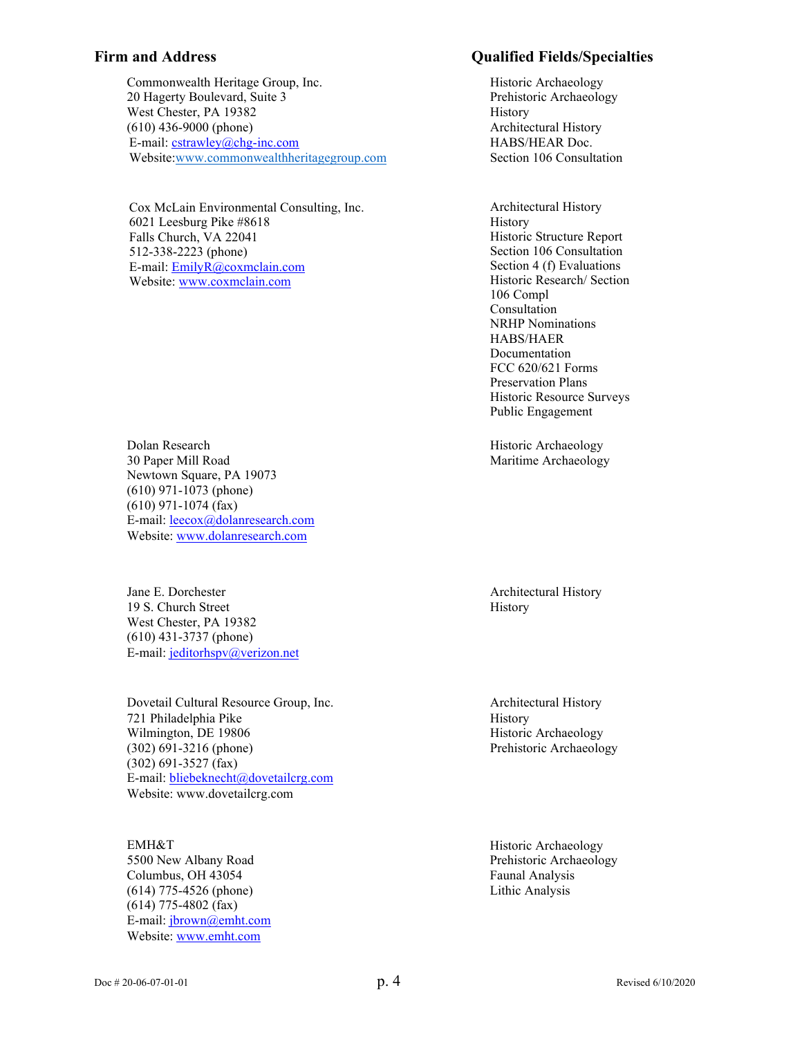| Firm and Address | Qualified Fields/Specialties |
|---|---|
| Commonwealth Heritage Group, Inc.<br>20 Hagerty Boulevard, Suite 3<br>West Chester, PA 19382<br>(610) 436-9000 (phone)<br>E-mail: cstrawley@chg-inc.com<br>Website: www.commonwealthheritagegroup.com | Historic Archaeology<br>Prehistoric Archaeology<br>History<br>Architectural History<br>HABS/HEAR Doc.<br>Section 106 Consultation |
| Cox McLain Environmental Consulting, Inc.<br>6021 Leesburg Pike #8618<br>Falls Church, VA 22041<br>512-338-2223 (phone)<br>E-mail: EmilyR@coxmclain.com<br>Website: www.coxmclain.com | Architectural History<br>History<br>Historic Structure Report<br>Section 106 Consultation<br>Section 4 (f) Evaluations<br>Historic Research/ Section 106 Compl Consultation<br>NRHP Nominations<br>HABS/HAER Documentation<br>FCC 620/621 Forms<br>Preservation Plans<br>Historic Resource Surveys<br>Public Engagement |
| Dolan Research<br>30 Paper Mill Road<br>Newtown Square, PA 19073<br>(610) 971-1073 (phone)<br>(610) 971-1074 (fax)<br>E-mail: leecox@dolanresearch.com<br>Website: www.dolanresearch.com | Historic Archaeology<br>Maritime Archaeology |
| Jane E. Dorchester<br>19 S. Church Street<br>West Chester, PA 19382<br>(610) 431-3737 (phone)<br>E-mail: jeditorhspv@verizon.net | Architectural History<br>History |
| Dovetail Cultural Resource Group, Inc.<br>721 Philadelphia Pike<br>Wilmington, DE 19806<br>(302) 691-3216 (phone)<br>(302) 691-3527 (fax)<br>E-mail: bliebeknecht@dovetailcrg.com<br>Website: www.dovetailcrg.com | Architectural History<br>History<br>Historic Archaeology<br>Prehistoric Archaeology |
| EMH&T<br>5500 New Albany Road<br>Columbus, OH 43054<br>(614) 775-4526 (phone)<br>(614) 775-4802 (fax)<br>E-mail: jbrown@emht.com<br>Website: www.emht.com | Historic Archaeology<br>Prehistoric Archaeology<br>Faunal Analysis<br>Lithic Analysis |

Doc # 20-06-07-01-01 Revised 6/10/2020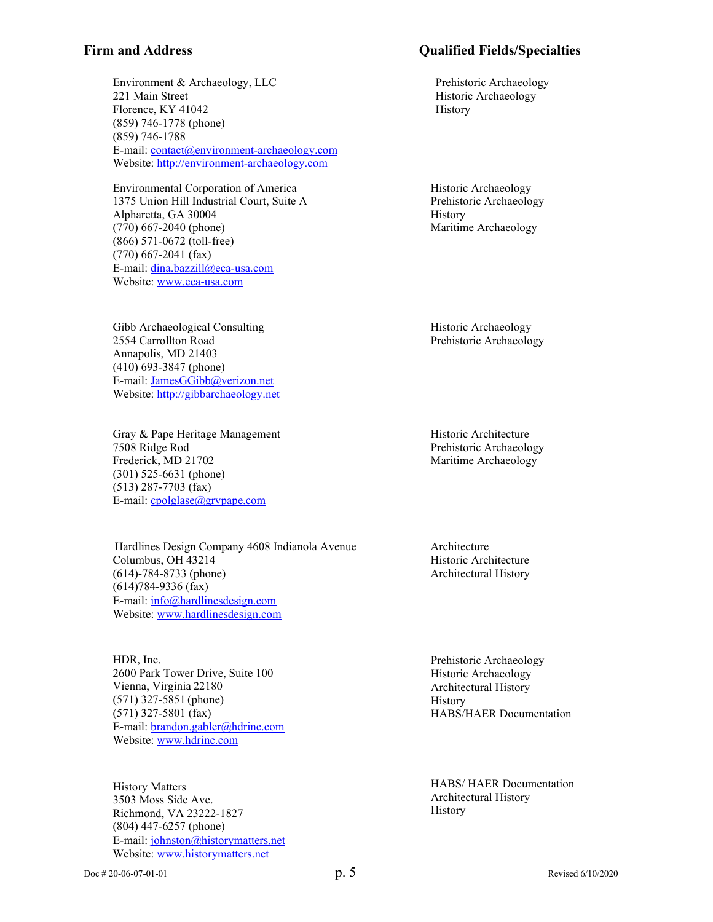| Firm and Address | Qualified Fields/Specialties |
|---|---|
| Environment & Archaeology, LLC<br>221 Main Street<br>Florence, KY 41042<br>(859) 746-1778 (phone)<br>(859) 746-1788<br>E-mail: contact@environment-archaeology.com<br>Website: http://environment-archaeology.com | Prehistoric Archaeology<br>Historic Archaeology<br>History |
| Environmental Corporation of America<br>1375 Union Hill Industrial Court, Suite A<br>Alpharetta, GA 30004<br>(770) 667-2040 (phone)<br>(866) 571-0672 (toll-free)<br>(770) 667-2041 (fax)<br>E-mail: dina.bazzill@eca-usa.com<br>Website: www.eca-usa.com | Historic Archaeology<br>Prehistoric Archaeology<br>History<br>Maritime Archaeology |
| Gibb Archaeological Consulting<br>2554 Carrollton Road<br>Annapolis, MD 21403<br>(410) 693-3847 (phone)<br>E-mail: JamesGGibb@verizon.net<br>Website: http://gibbarchaeology.net | Historic Archaeology<br>Prehistoric Archaeology |
| Gray & Pape Heritage Management<br>7508 Ridge Rod<br>Frederick, MD 21702<br>(301) 525-6631 (phone)<br>(513) 287-7703 (fax)<br>E-mail: cpolglase@grypape.com | Historic Architecture<br>Prehistoric Archaeology<br>Maritime Archaeology |
| Hardlines Design Company 4608 Indianola Avenue<br>Columbus, OH 43214<br>(614)-784-8733 (phone)<br>(614)784-9336 (fax)<br>E-mail: info@hardlinesdesign.com<br>Website: www.hardlinesdesign.com | Architecture<br>Historic Architecture<br>Architectural History |
| HDR, Inc.<br>2600 Park Tower Drive, Suite 100<br>Vienna, Virginia 22180<br>(571) 327-5851 (phone)<br>(571) 327-5801 (fax)<br>E-mail: brandon.gabler@hdrinc.com<br>Website: www.hdrinc.com | Prehistoric Archaeology<br>Historic Archaeology<br>Architectural History<br>History<br>HABS/HAER Documentation |
| History Matters<br>3503 Moss Side Ave.<br>Richmond, VA 23222-1827<br>(804) 447-6257 (phone)<br>E-mail: johnston@historymatters.net<br>Website: www.historymatters.net | HABS/ HAER Documentation<br>Architectural History<br>History |

Doc # 20-06-07-01-01 Revised 6/10/2020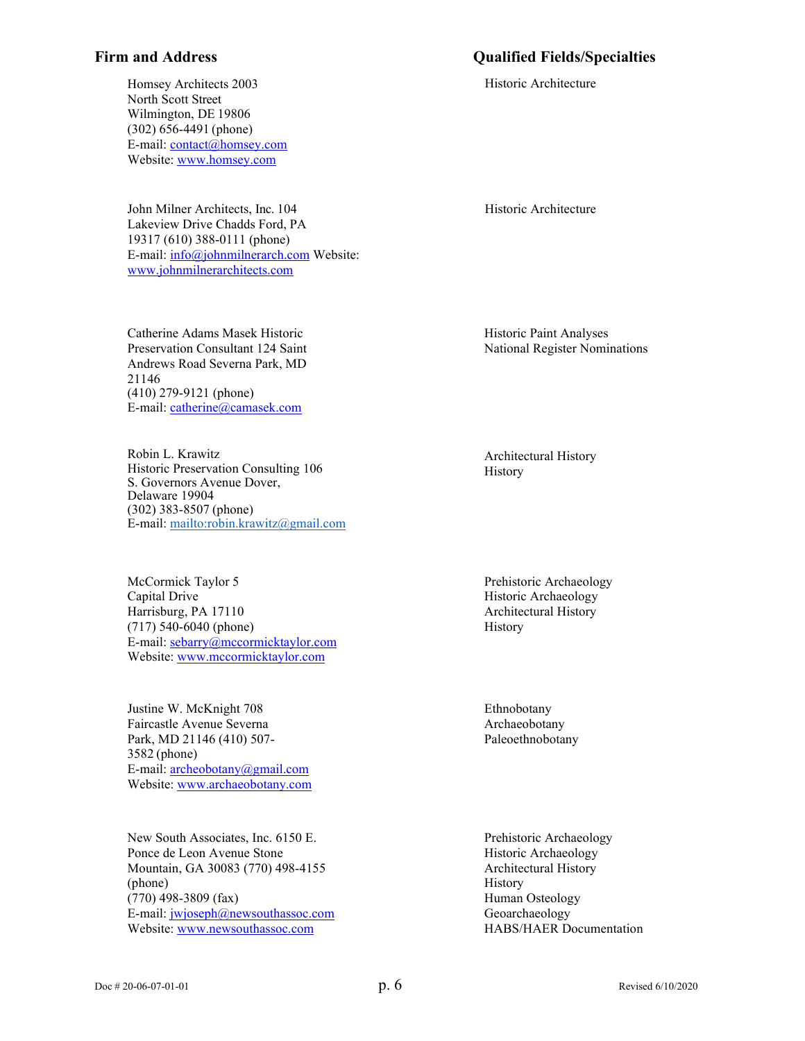| Firm and Address | Qualified Fields/Specialties |
| --- | --- |
| Homsey Architects 2003 North Scott Street Wilmington, DE 19806 (302) 656-4491 (phone) E-mail: contact@homsey.com Website: www.homsey.com | Historic Architecture |
| John Milner Architects, Inc. 104 Lakeview Drive Chadds Ford, PA 19317 (610) 388-0111 (phone) E-mail: info@johnmilnerarch.com Website: www.johnmilnerarchitects.com | Historic Architecture |
| Catherine Adams Masek Historic Preservation Consultant 124 Saint Andrews Road Severna Park, MD 21146 (410) 279-9121 (phone) E-mail: catherine@camasek.com | Historic Paint Analyses<br>National Register Nominations |
| Robin L. Krawitz Historic Preservation Consulting 106 S. Governors Avenue Dover, Delaware 19904 (302) 383-8507 (phone) E-mail: mailto:robin.krawitz@gmail.com | Architectural History<br>History |
| McCormick Taylor 5 Capital Drive Harrisburg, PA 17110 (717) 540-6040 (phone) E-mail: sebarry@mccormicktaylor.com Website: www.mccormicktaylor.com | Prehistoric Archaeology<br>Historic Archaeology<br>Architectural History<br>History |
| Justine W. McKnight 708 Faircastle Avenue Severna Park, MD 21146 (410) 507-3582 (phone) E-mail: archeobotany@gmail.com Website: www.archaeobotany.com | Ethnobotany<br>Archaeobotany<br>Paleoethnobotany |
| New South Associates, Inc. 6150 E. Ponce de Leon Avenue Stone Mountain, GA 30083 (770) 498-4155 (phone) (770) 498-3809 (fax) E-mail: jwjoseph@newsouthassoc.com Website: www.newsouthassoc.com | Prehistoric Archaeology<br>Historic Archaeology<br>Architectural History<br>History<br>Human Osteology<br>Geoarchaeology<br>HABS/HAER Documentation |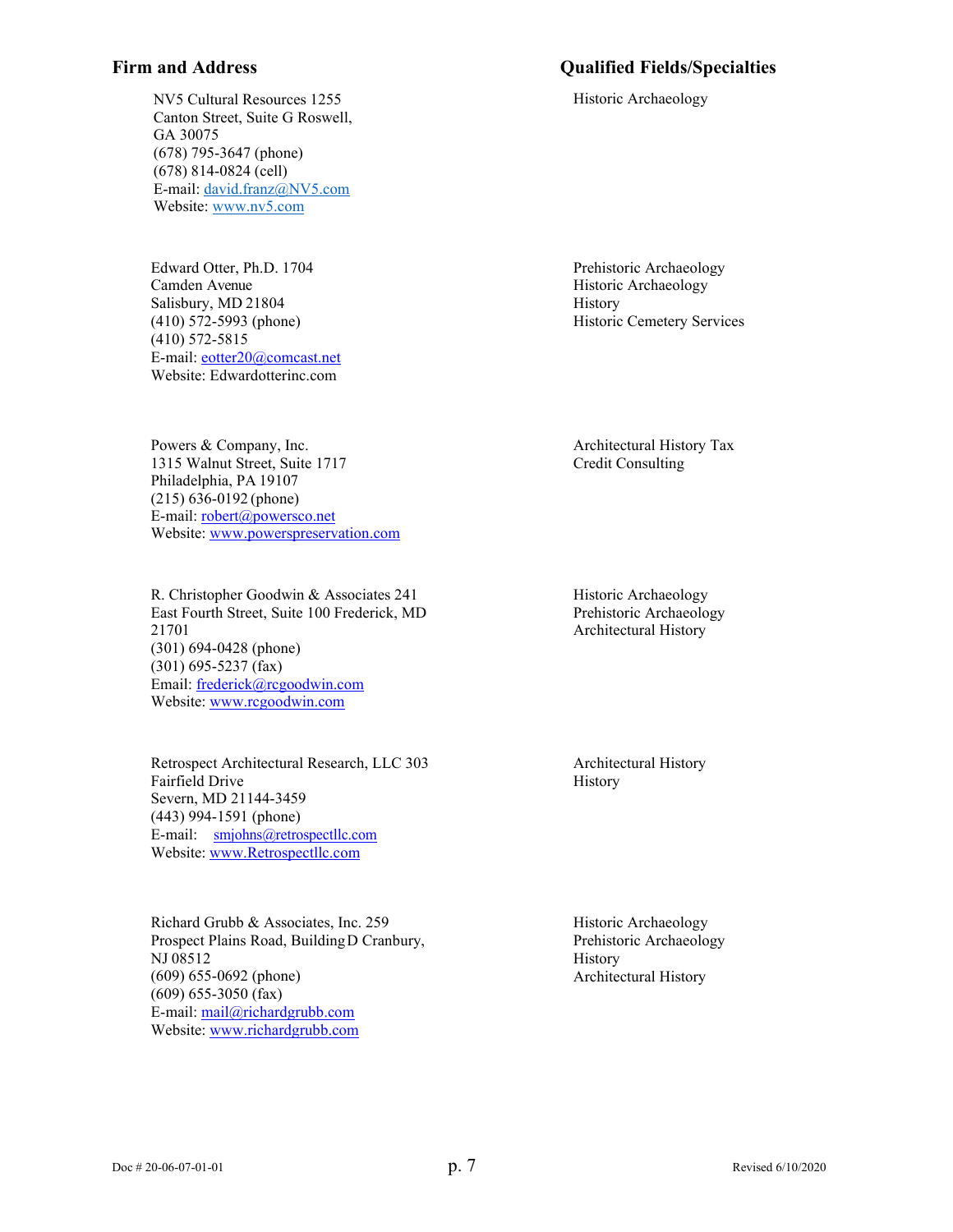| Firm and Address | Qualified Fields/Specialties |
|---|---|
| NV5 Cultural Resources 1255 Canton Street, Suite G Roswell, GA 30075<br>(678) 795-3647 (phone)<br>(678) 814-0824 (cell)<br>E-mail: david.franz@NV5.com<br>Website: www.nv5.com | Historic Archaeology |
| Edward Otter, Ph.D. 1704 Camden Avenue<br>Salisbury, MD 21804<br>(410) 572-5993 (phone)<br>(410) 572-5815<br>E-mail: eotter20@comcast.net<br>Website: Edwardotterinc.com | Prehistoric Archaeology<br>Historic Archaeology<br>History<br>Historic Cemetery Services |
| Powers & Company, Inc.<br>1315 Walnut Street, Suite 1717<br>Philadelphia, PA 19107<br>(215) 636-0192 (phone)<br>E-mail: robert@powersco.net<br>Website: www.powerspreservation.com | Architectural History Tax Credit Consulting |
| R. Christopher Goodwin & Associates 241 East Fourth Street, Suite 100 Frederick, MD 21701<br>(301) 694-0428 (phone)<br>(301) 695-5237 (fax)<br>Email: frederick@rcgoodwin.com<br>Website: www.rcgoodwin.com | Historic Archaeology<br>Prehistoric Archaeology<br>Architectural History |
| Retrospect Architectural Research, LLC 303 Fairfield Drive<br>Severn, MD 21144-3459<br>(443) 994-1591 (phone)<br>E-mail: smjohns@retrospectllc.com<br>Website: www.Retrospectllc.com | Architectural History<br>History |
| Richard Grubb & Associates, Inc. 259 Prospect Plains Road, Building D Cranbury, NJ 08512<br>(609) 655-0692 (phone)<br>(609) 655-3050 (fax)<br>E-mail: mail@richardgrubb.com<br>Website: www.richardgrubb.com | Historic Archaeology<br>Prehistoric Archaeology<br>History<br>Architectural History |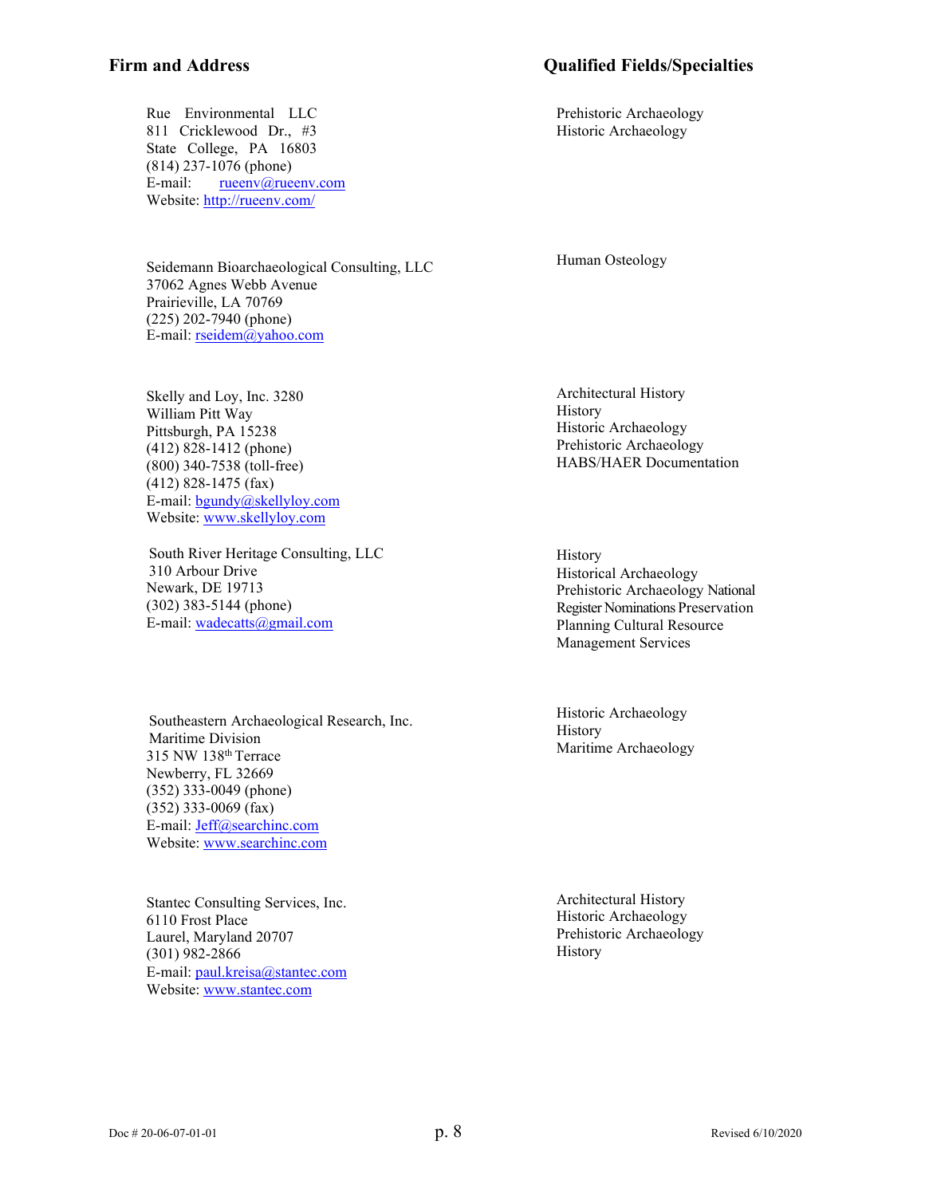| Firm and Address | Qualified Fields/Specialties |
|---|---|
| Rue Environmental LLC<br>811 Cricklewood Dr., #3<br>State College, PA 16803<br>(814) 237-1076 (phone)<br>E-mail: rueenv@rueenv.com<br>Website: http://rueenv.com/ | Prehistoric Archaeology<br>Historic Archaeology |
| Seidemann Bioarchaeological Consulting, LLC<br>37062 Agnes Webb Avenue<br>Prairieville, LA 70769<br>(225) 202-7940 (phone)<br>E-mail: rseidem@yahoo.com | Human Osteology |
| Skelly and Loy, Inc. 3280<br>William Pitt Way<br>Pittsburgh, PA 15238<br>(412) 828-1412 (phone)<br>(800) 340-7538 (toll-free)<br>(412) 828-1475 (fax)<br>E-mail: bgundy@skellyloy.com<br>Website: www.skellyloy.com | Architectural History<br>History<br>Historic Archaeology<br>Prehistoric Archaeology<br>HABS/HAER Documentation |
| South River Heritage Consulting, LLC<br>310 Arbour Drive<br>Newark, DE 19713<br>(302) 383-5144 (phone)<br>E-mail: wadecatts@gmail.com | History<br>Historical Archaeology<br>Prehistoric Archaeology National<br>Register Nominations Preservation<br>Planning Cultural Resource<br>Management Services |
| Southeastern Archaeological Research, Inc.<br>Maritime Division<br>315 NW 138th Terrace<br>Newberry, FL 32669<br>(352) 333-0049 (phone)<br>(352) 333-0069 (fax)<br>E-mail: Jeff@searchinc.com<br>Website: www.searchinc.com | Historic Archaeology<br>History<br>Maritime Archaeology |
| Stantec Consulting Services, Inc.<br>6110 Frost Place<br>Laurel, Maryland 20707<br>(301) 982-2866<br>E-mail: paul.kreisa@stantec.com<br>Website: www.stantec.com | Architectural History<br>Historic Archaeology<br>Prehistoric Archaeology<br>History |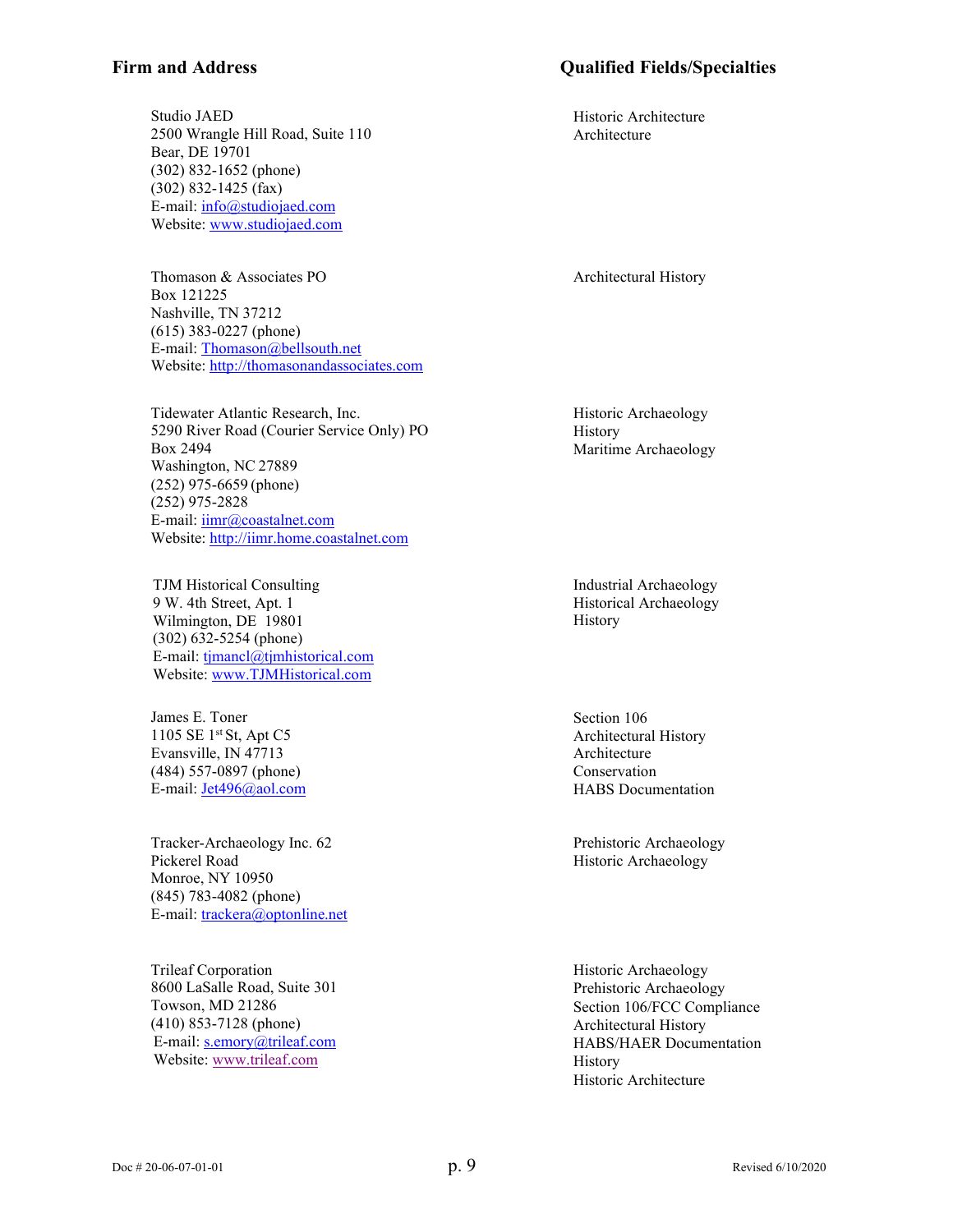| Firm and Address | Qualified Fields/Specialties |
|---|---|
| Studio JAED<br>2500 Wrangle Hill Road, Suite 110<br>Bear, DE 19701<br>(302) 832-1652 (phone)<br>(302) 832-1425 (fax)<br>E-mail: info@studiojaed.com<br>Website: www.studiojaed.com | Historic Architecture<br>Architecture |
| Thomason & Associates PO<br>Box 121225<br>Nashville, TN 37212<br>(615) 383-0227 (phone)<br>E-mail: Thomason@bellsouth.net<br>Website: http://thomasonandassociates.com | Architectural History |
| Tidewater Atlantic Research, Inc.<br>5290 River Road (Courier Service Only) PO<br>Box 2494<br>Washington, NC 27889<br>(252) 975-6659 (phone)<br>(252) 975-2828<br>E-mail: iimr@coastalnet.com<br>Website: http://iimr.home.coastalnet.com | Historic Archaeology<br>History<br>Maritime Archaeology |
| TJM Historical Consulting<br>9 W. 4th Street, Apt. 1<br>Wilmington, DE 19801<br>(302) 632-5254 (phone)<br>E-mail: tjmancl@tjmhistorical.com<br>Website: www.TJMHistorical.com | Industrial Archaeology<br>Historical Archaeology<br>History |
| James E. Toner<br>1105 SE 1st St, Apt C5<br>Evansville, IN 47713<br>(484) 557-0897 (phone)<br>E-mail: Jet496@aol.com | Section 106<br>Architectural History<br>Architecture<br>Conservation<br>HABS Documentation |
| Tracker-Archaeology Inc. 62<br>Pickerel Road<br>Monroe, NY 10950<br>(845) 783-4082 (phone)<br>E-mail: trackera@optonline.net | Prehistoric Archaeology<br>Historic Archaeology |
| Trileaf Corporation<br>8600 LaSalle Road, Suite 301<br>Towson, MD 21286<br>(410) 853-7128 (phone)<br>E-mail: s.emory@trileaf.com<br>Website: www.trileaf.com | Historic Archaeology<br>Prehistoric Archaeology<br>Section 106/FCC Compliance<br>Architectural History<br>HABS/HAER Documentation<br>History<br>Historic Architecture |

Doc # 20-06-07-01-01 Revised 6/10/2020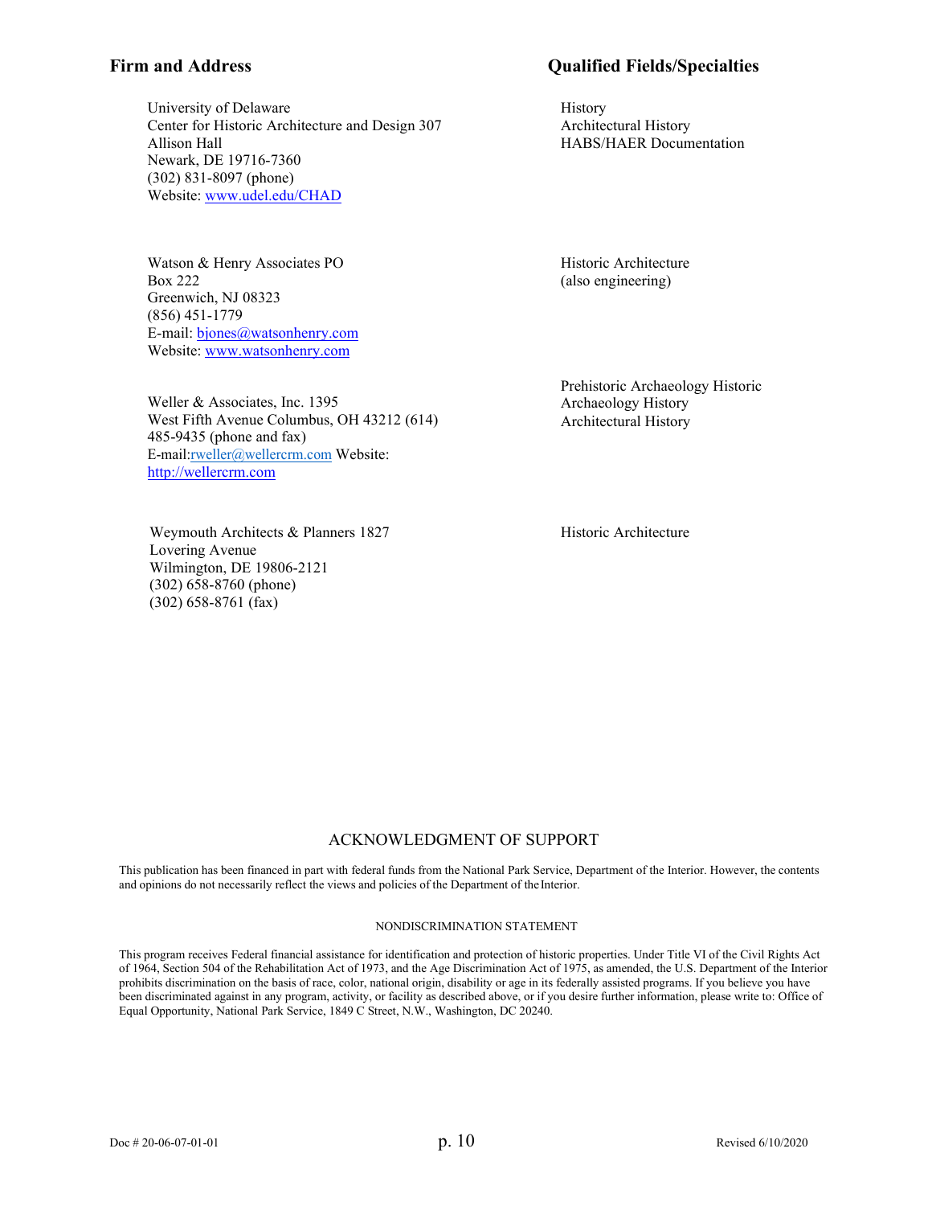| Firm and Address | Qualified Fields/Specialties |
|---|---|
| University of Delaware<br>Center for Historic Architecture and Design 307 Allison Hall<br>Newark, DE 19716-7360<br>(302) 831-8097 (phone)<br>Website: www.udel.edu/CHAD | History<br>Architectural History<br>HABS/HAER Documentation |
| Watson & Henry Associates PO Box 222<br>Greenwich, NJ 08323<br>(856) 451-1779<br>E-mail: bjones@watsonhenry.com<br>Website: www.watsonhenry.com | Historic Architecture<br>(also engineering) |
| Weller & Associates, Inc. 1395 West Fifth Avenue Columbus, OH 43212 (614) 485-9435 (phone and fax)<br>E-mail:rweller@wellercrm.com Website: http://wellercrm.com | Prehistoric Archaeology Historic Archaeology History<br>Architectural History |
| Weymouth Architects & Planners 1827 Lovering Avenue<br>Wilmington, DE 19806-2121<br>(302) 658-8760 (phone)<br>(302) 658-8761 (fax) | Historic Architecture |

## ACKNOWLEDGMENT OF SUPPORT

This publication has been financed in part with federal funds from the National Park Service, Department of the Interior. However, the contents and opinions do not necessarily reflect the views and policies of the Department of the Interior.

### NONDISCRIMINATION STATEMENT

This program receives Federal financial assistance for identification and protection of historic properties. Under Title VI of the Civil Rights Act of 1964, Section 504 of the Rehabilitation Act of 1973, and the Age Discrimination Act of 1975, as amended, the U.S. Department of the Interior prohibits discrimination on the basis of race, color, national origin, disability or age in its federally assisted programs. If you believe you have been discriminated against in any program, activity, or facility as described above, or if you desire further information, please write to: Office of Equal Opportunity, National Park Service, 1849 C Street, N.W., Washington, DC 20240.

Doc # 20-06-07-01-01 Revised 6/10/2020